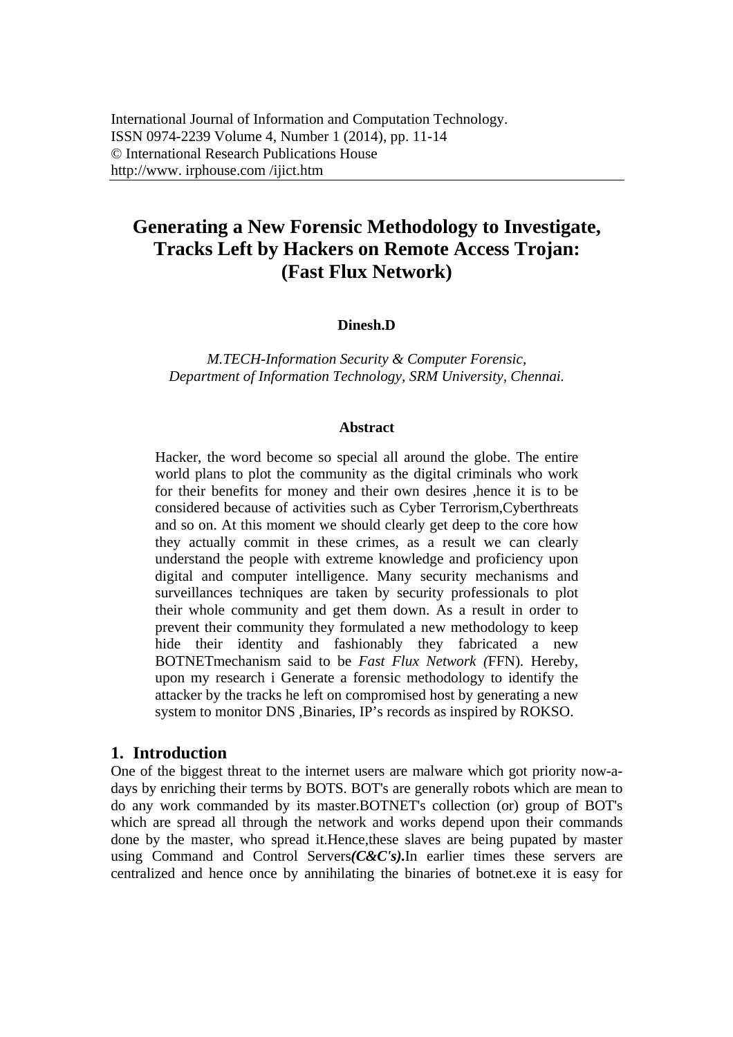# Generating a New Forensic Methodology to Investigate, Tracks Left by Hackers on Remote Access Trojan: (Fast Flux Network)

**Dinesh.D**

*M.TECH-Information Security & Computer Forensic, Department of Information Technology, SRM University, Chennai.*

### Abstract

Hacker, the word become so special all around the globe. The entire world plans to plot the community as the digital criminals who work for their benefits for money and their own desires ,hence it is to be considered because of activities such as Cyber Terrorism,Cyberthreats and so on. At this moment we should clearly get deep to the core how they actually commit in these crimes, as a result we can clearly understand the people with extreme knowledge and proficiency upon digital and computer intelligence. Many security mechanisms and surveillances techniques are taken by security professionals to plot their whole community and get them down. As a result in order to prevent their community they formulated a new methodology to keep hide their identity and fashionably they fabricated a new BOTNETmechanism said to be *Fast Flux Network (*FFN). Hereby, upon my research i Generate a forensic methodology to identify the attacker by the tracks he left on compromised host by generating a new system to monitor DNS ,Binaries, IP's records as inspired by ROKSO.

## 1. Introduction

One of the biggest threat to the internet users are malware which got priority now-a-days by enriching their terms by BOTS. BOT's are generally robots which are mean to do any work commanded by its master.BOTNET's collection (or) group of BOT's which are spread all through the network and works depend upon their commands done by the master, who spread it.Hence,these slaves are being pupated by master using Command and Control Servers***(C&C's).***In earlier times these servers are centralized and hence once by annihilating the binaries of botnet.exe it is easy for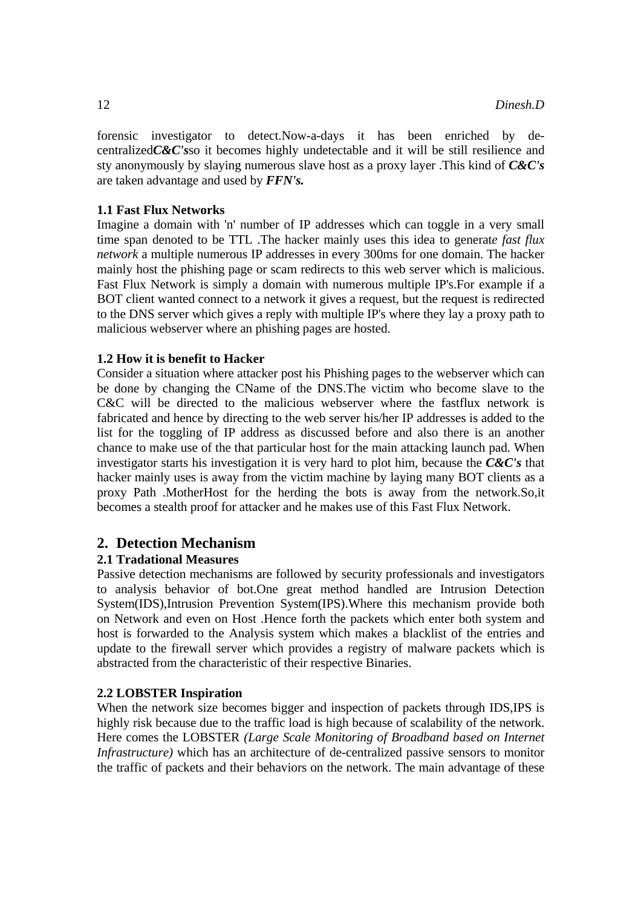forensic investigator to detect.Now-a-days it has been enriched by de-centralized***C&C's***so it becomes highly undetectable and it will be still resilience and sty anonymously by slaying numerous slave host as a proxy layer .This kind of ***C&C's*** are taken advantage and used by ***FFN's.***

### 1.1 Fast Flux Networks

Imagine a domain with 'n' number of IP addresses which can toggle in a very small time span denoted to be TTL .The hacker mainly uses this idea to generat*e fast flux network* a multiple numerous IP addresses in every 300ms for one domain. The hacker mainly host the phishing page or scam redirects to this web server which is malicious. Fast Flux Network is simply a domain with numerous multiple IP's.For example if a BOT client wanted connect to a network it gives a request, but the request is redirected to the DNS server which gives a reply with multiple IP's where they lay a proxy path to malicious webserver where an phishing pages are hosted.

### 1.2 How it is benefit to Hacker

Consider a situation where attacker post his Phishing pages to the webserver which can be done by changing the CName of the DNS.The victim who become slave to the C&C will be directed to the malicious webserver where the fastflux network is fabricated and hence by directing to the web server his/her IP addresses is added to the list for the toggling of IP address as discussed before and also there is an another chance to make use of the that particular host for the main attacking launch pad. When investigator starts his investigation it is very hard to plot him, because the ***C&C's*** that hacker mainly uses is away from the victim machine by laying many BOT clients as a proxy Path .MotherHost for the herding the bots is away from the network.So,it becomes a stealth proof for attacker and he makes use of this Fast Flux Network.

## 2. Detection Mechanism

### 2.1 Tradational Measures

Passive detection mechanisms are followed by security professionals and investigators to analysis behavior of bot.One great method handled are Intrusion Detection System(IDS),Intrusion Prevention System(IPS).Where this mechanism provide both on Network and even on Host .Hence forth the packets which enter both system and host is forwarded to the Analysis system which makes a blacklist of the entries and update to the firewall server which provides a registry of malware packets which is abstracted from the characteristic of their respective Binaries.

### 2.2 LOBSTER Inspiration

When the network size becomes bigger and inspection of packets through IDS,IPS is highly risk because due to the traffic load is high because of scalability of the network. Here comes the LOBSTER *(Large Scale Monitoring of Broadband based on Internet Infrastructure)* which has an architecture of de-centralized passive sensors to monitor the traffic of packets and their behaviors on the network. The main advantage of these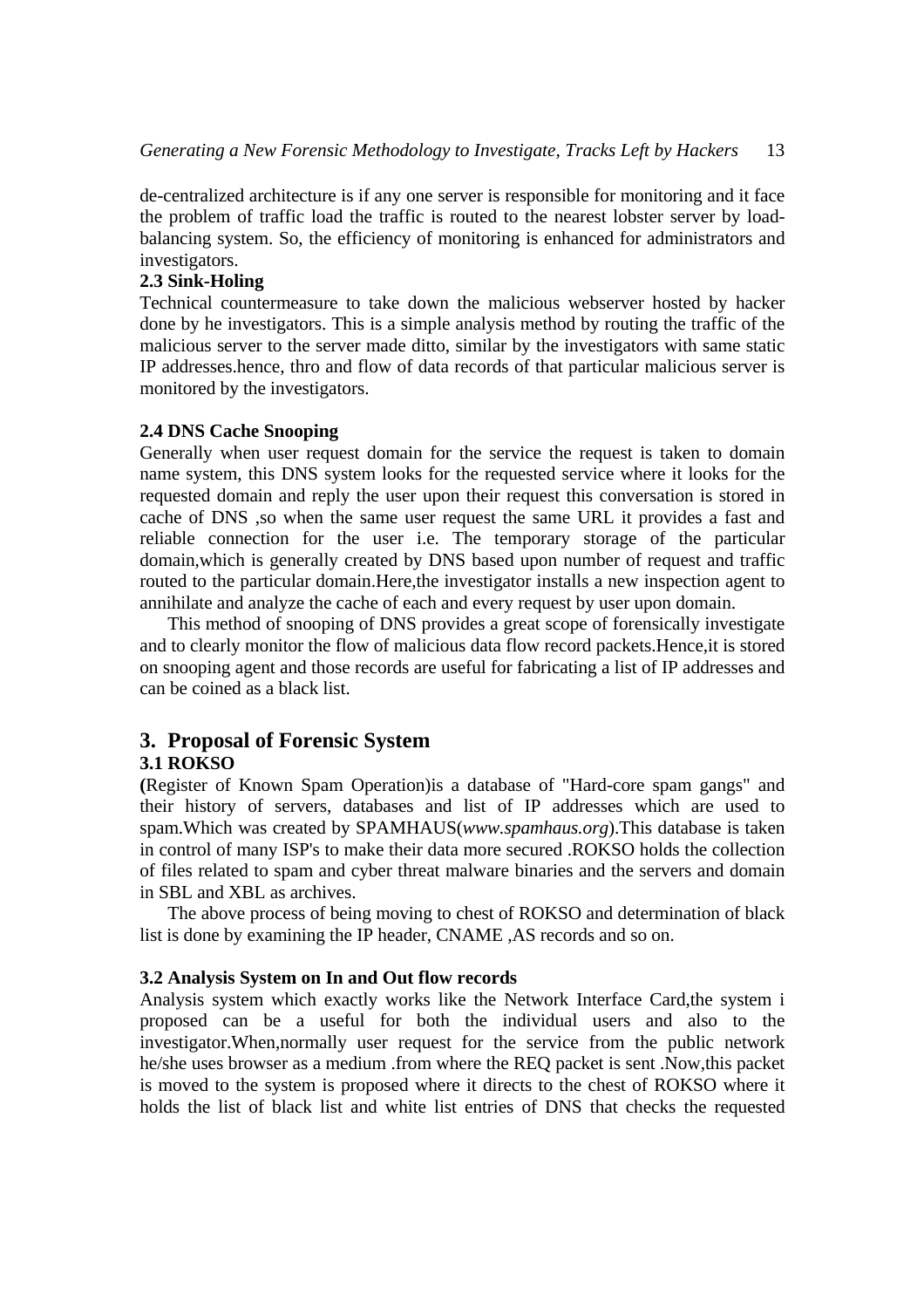de-centralized architecture is if any one server is responsible for monitoring and it face the problem of traffic load the traffic is routed to the nearest lobster server by load-balancing system. So, the efficiency of monitoring is enhanced for administrators and investigators.

### 2.3 Sink-Holing

Technical countermeasure to take down the malicious webserver hosted by hacker done by he investigators. This is a simple analysis method by routing the traffic of the malicious server to the server made ditto, similar by the investigators with same static IP addresses.hence, thro and flow of data records of that particular malicious server is monitored by the investigators.

### 2.4 DNS Cache Snooping

Generally when user request domain for the service the request is taken to domain name system, this DNS system looks for the requested service where it looks for the requested domain and reply the user upon their request this conversation is stored in cache of DNS ,so when the same user request the same URL it provides a fast and reliable connection for the user i.e. The temporary storage of the particular domain,which is generally created by DNS based upon number of request and traffic routed to the particular domain.Here,the investigator installs a new inspection agent to annihilate and analyze the cache of each and every request by user upon domain.

This method of snooping of DNS provides a great scope of forensically investigate and to clearly monitor the flow of malicious data flow record packets.Hence,it is stored on snooping agent and those records are useful for fabricating a list of IP addresses and can be coined as a black list.

## 3. Proposal of Forensic System

### 3.1 ROKSO

**(**Register of Known Spam Operation)is a database of "Hard-core spam gangs" and their history of servers, databases and list of IP addresses which are used to spam.Which was created by SPAMHAUS(*www.spamhaus.org*).This database is taken in control of many ISP's to make their data more secured .ROKSO holds the collection of files related to spam and cyber threat malware binaries and the servers and domain in SBL and XBL as archives.

The above process of being moving to chest of ROKSO and determination of black list is done by examining the IP header, CNAME ,AS records and so on.

### 3.2 Analysis System on In and Out flow records

Analysis system which exactly works like the Network Interface Card,the system i proposed can be a useful for both the individual users and also to the investigator.When,normally user request for the service from the public network he/she uses browser as a medium .from where the REQ packet is sent .Now,this packet is moved to the system is proposed where it directs to the chest of ROKSO where it holds the list of black list and white list entries of DNS that checks the requested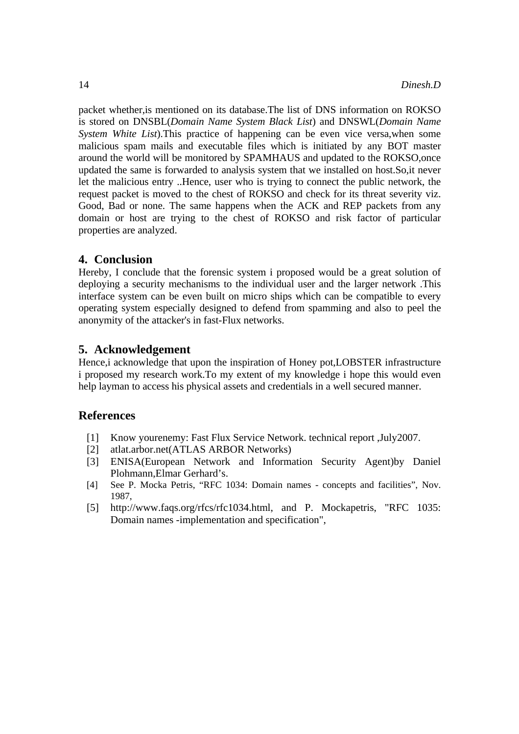packet whether,is mentioned on its database.The list of DNS information on ROKSO is stored on DNSBL(*Domain Name System Black List*) and DNSWL(*Domain Name System White List*).This practice of happening can be even vice versa,when some malicious spam mails and executable files which is initiated by any BOT master around the world will be monitored by SPAMHAUS and updated to the ROKSO,once updated the same is forwarded to analysis system that we installed on host.So,it never let the malicious entry ..Hence, user who is trying to connect the public network, the request packet is moved to the chest of ROKSO and check for its threat severity viz. Good, Bad or none. The same happens when the ACK and REP packets from any domain or host are trying to the chest of ROKSO and risk factor of particular properties are analyzed.

## 4. Conclusion

Hereby, I conclude that the forensic system i proposed would be a great solution of deploying a security mechanisms to the individual user and the larger network .This interface system can be even built on micro ships which can be compatible to every operating system especially designed to defend from spamming and also to peel the anonymity of the attacker's in fast-Flux networks.

## 5. Acknowledgement

Hence,i acknowledge that upon the inspiration of Honey pot,LOBSTER infrastructure i proposed my research work.To my extent of my knowledge i hope this would even help layman to access his physical assets and credentials in a well secured manner.

## References

[1] Know yourenemy: Fast Flux Service Network. technical report ,July2007.
[2] atlat.arbor.net(ATLAS ARBOR Networks)
[3] ENISA(European Network and Information Security Agent)by Daniel Plohmann,Elmar Gerhard's.
[4] See P. Mocka Petris, "RFC 1034: Domain names - concepts and facilities", Nov. 1987,
[5] http://www.faqs.org/rfcs/rfc1034.html, and P. Mockapetris, "RFC 1035: Domain names -implementation and specification",